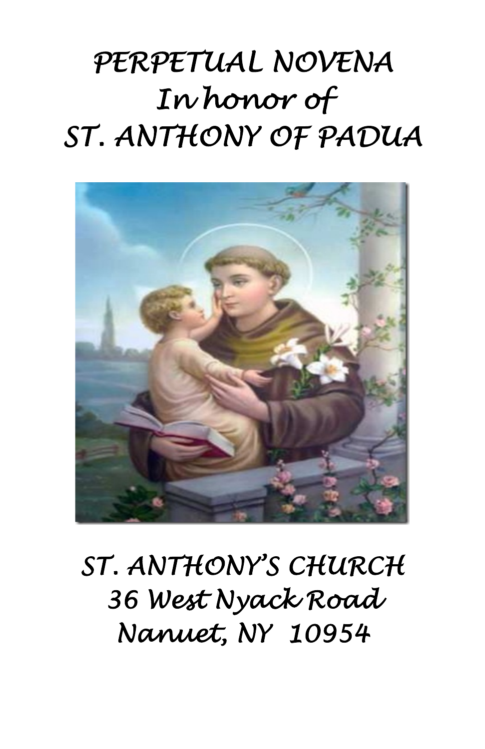# PERPETUAL NOVENA
# In honor of
# ST. ANTHONY OF PADUA

ST. ANTHONY'S CHURCH
36 West Nyack Road
Nanuet, NY 10954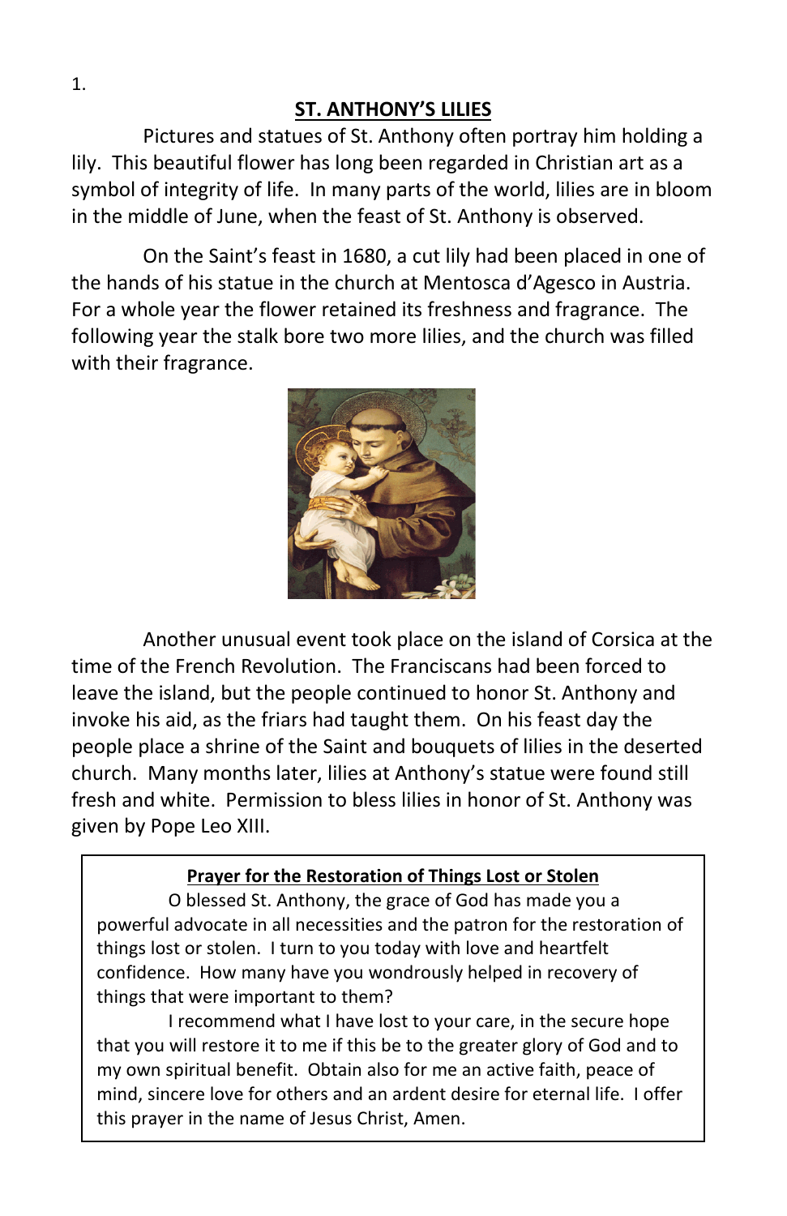## ST. ANTHONY'S LILIES

Pictures and statues of St. Anthony often portray him holding a lily. This beautiful flower has long been regarded in Christian art as a symbol of integrity of life. In many parts of the world, lilies are in bloom in the middle of June, when the feast of St. Anthony is observed.

On the Saint's feast in 1680, a cut lily had been placed in one of the hands of his statue in the church at Mentosca d'Agesco in Austria. For a whole year the flower retained its freshness and fragrance. The following year the stalk bore two more lilies, and the church was filled with their fragrance.

Another unusual event took place on the island of Corsica at the time of the French Revolution. The Franciscans had been forced to leave the island, but the people continued to honor St. Anthony and invoke his aid, as the friars had taught them. On his feast day the people place a shrine of the Saint and bouquets of lilies in the deserted church. Many months later, lilies at Anthony's statue were found still fresh and white. Permission to bless lilies in honor of St. Anthony was given by Pope Leo XIII.

### Prayer for the Restoration of Things Lost or Stolen

O blessed St. Anthony, the grace of God has made you a powerful advocate in all necessities and the patron for the restoration of things lost or stolen. I turn to you today with love and heartfelt confidence. How many have you wondrously helped in recovery of things that were important to them?

I recommend what I have lost to your care, in the secure hope that you will restore it to me if this be to the greater glory of God and to my own spiritual benefit. Obtain also for me an active faith, peace of mind, sincere love for others and an ardent desire for eternal life. I offer this prayer in the name of Jesus Christ, Amen.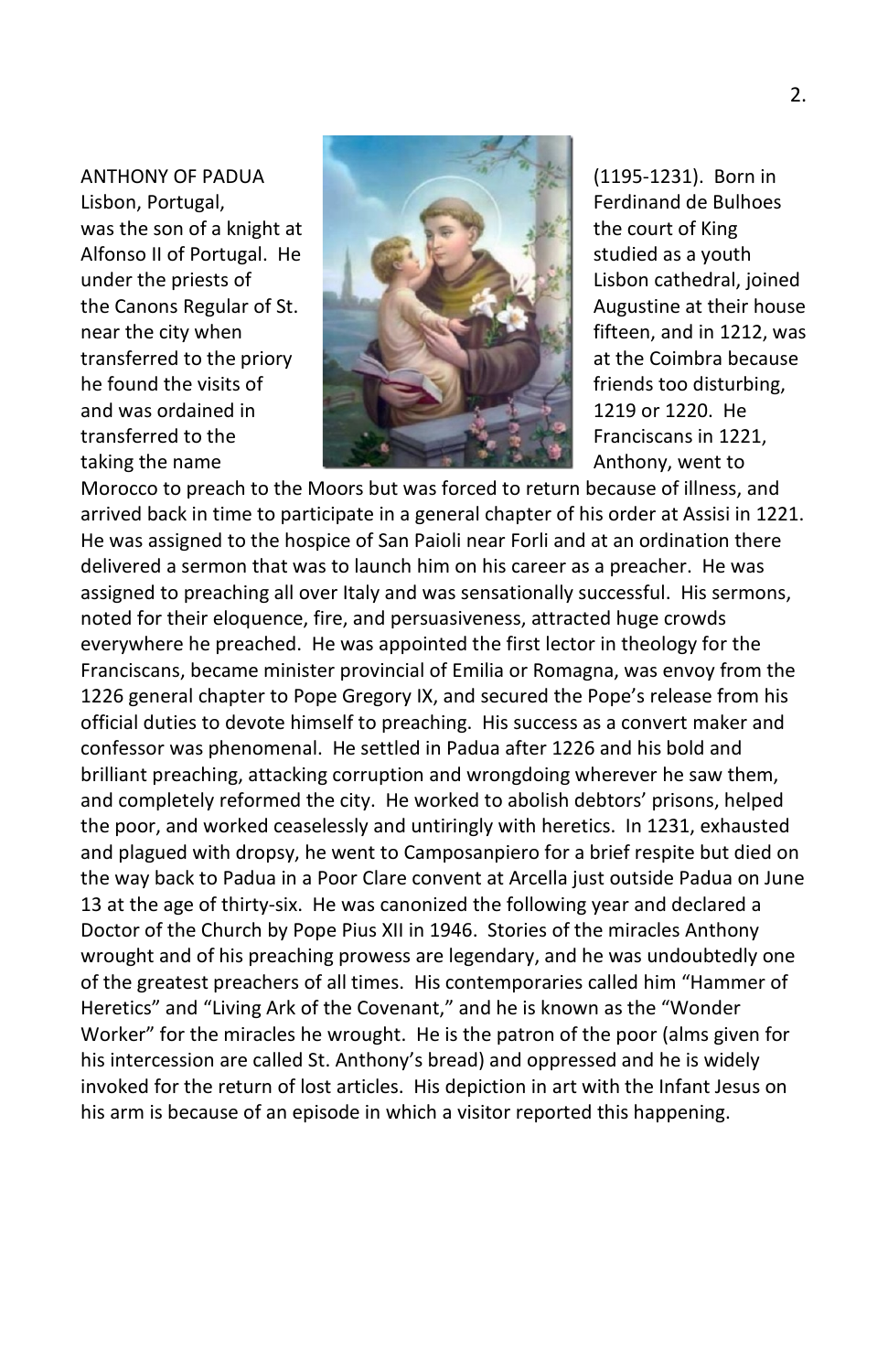ANTHONY OF PADUA (1195-1231). Born in Lisbon, Portugal, Ferdinand de Bulhoes was the son of a knight at the court of King Alfonso II of Portugal. He studied as a youth under the priests of Lisbon cathedral, joined the Canons Regular of St. Augustine at their house near the city when fifteen, and in 1212, was transferred to the priory at the Coimbra because he found the visits of friends too disturbing, and was ordained in 1219 or 1220. He transferred to the Franciscans in 1221, taking the name Anthony, went to Morocco to preach to the Moors but was forced to return because of illness, and arrived back in time to participate in a general chapter of his order at Assisi in 1221. He was assigned to the hospice of San Paioli near Forli and at an ordination there delivered a sermon that was to launch him on his career as a preacher. He was assigned to preaching all over Italy and was sensationally successful. His sermons, noted for their eloquence, fire, and persuasiveness, attracted huge crowds everywhere he preached. He was appointed the first lector in theology for the Franciscans, became minister provincial of Emilia or Romagna, was envoy from the 1226 general chapter to Pope Gregory IX, and secured the Pope's release from his official duties to devote himself to preaching. His success as a convert maker and confessor was phenomenal. He settled in Padua after 1226 and his bold and brilliant preaching, attacking corruption and wrongdoing wherever he saw them, and completely reformed the city. He worked to abolish debtors' prisons, helped the poor, and worked ceaselessly and untiringly with heretics. In 1231, exhausted and plagued with dropsy, he went to Camposanpiero for a brief respite but died on the way back to Padua in a Poor Clare convent at Arcella just outside Padua on June 13 at the age of thirty-six. He was canonized the following year and declared a Doctor of the Church by Pope Pius XII in 1946. Stories of the miracles Anthony wrought and of his preaching prowess are legendary, and he was undoubtedly one of the greatest preachers of all times. His contemporaries called him "Hammer of Heretics" and "Living Ark of the Covenant," and he is known as the "Wonder Worker" for the miracles he wrought. He is the patron of the poor (alms given for his intercession are called St. Anthony's bread) and oppressed and he is widely invoked for the return of lost articles. His depiction in art with the Infant Jesus on his arm is because of an episode in which a visitor reported this happening.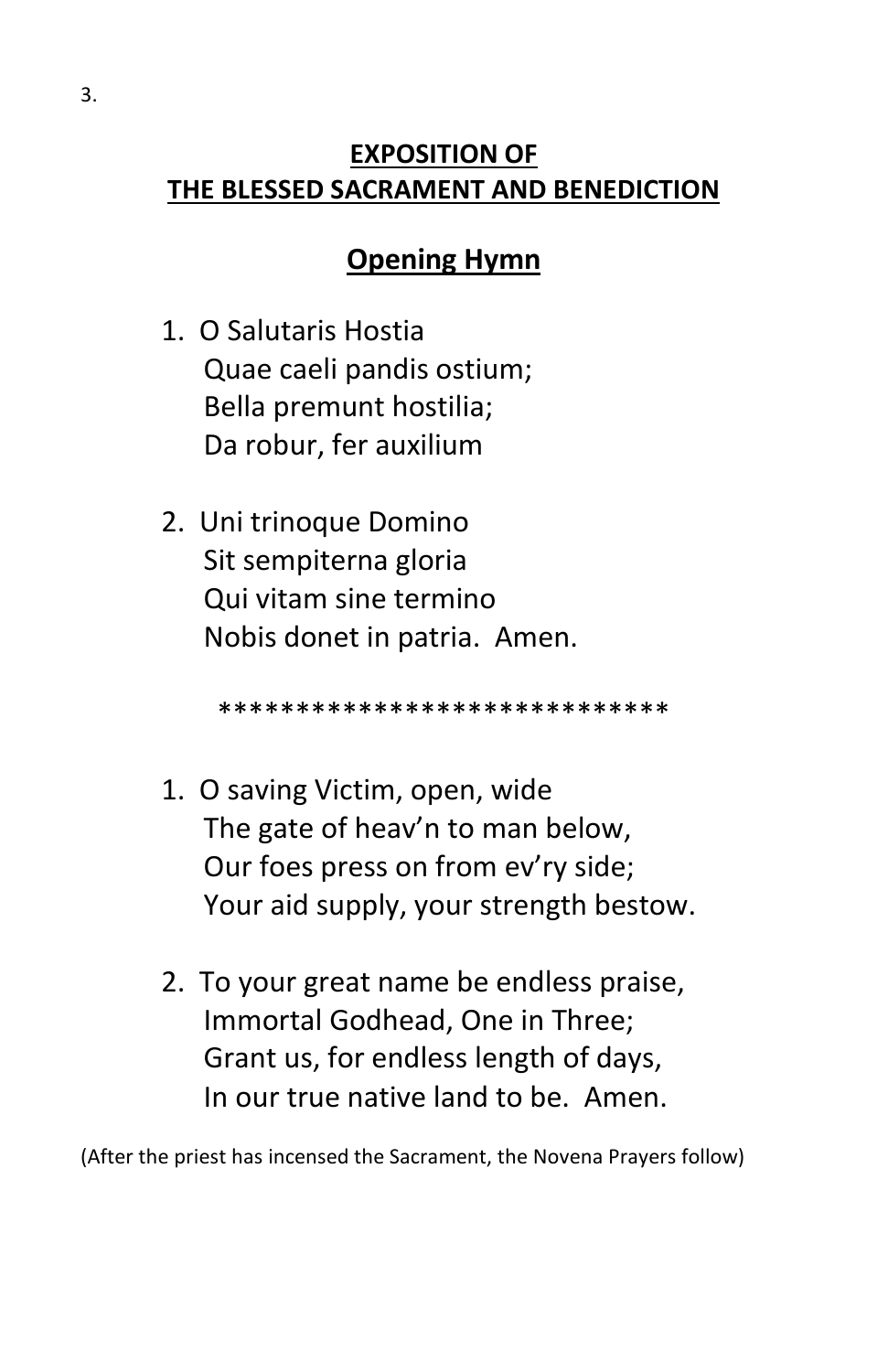## EXPOSITION OF THE BLESSED SACRAMENT AND BENEDICTION

### Opening Hymn

1. O Salutaris Hostia  
   Quae caeli pandis ostium;  
   Bella premunt hostilia;  
   Da robur, fer auxilium

2. Uni trinoque Domino  
   Sit sempiterna gloria  
   Qui vitam sine termino  
   Nobis donet in patria. Amen.

*****************************

1. O saving Victim, open, wide  
   The gate of heav'n to man below,  
   Our foes press on from ev'ry side;  
   Your aid supply, your strength bestow.

2. To your great name be endless praise,  
   Immortal Godhead, One in Three;  
   Grant us, for endless length of days,  
   In our true native land to be. Amen.

(After the priest has incensed the Sacrament, the Novena Prayers follow)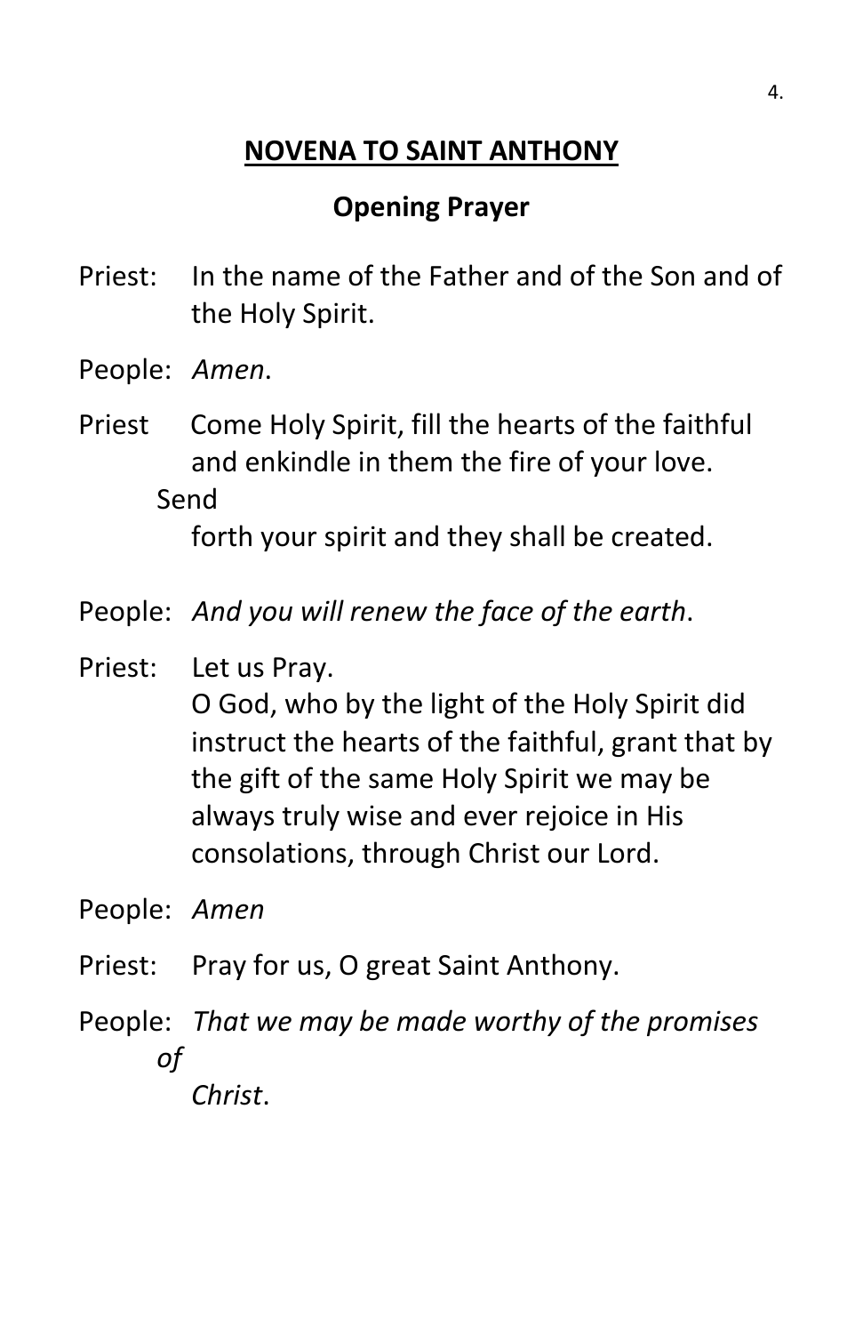## NOVENA TO SAINT ANTHONY

### Opening Prayer

Priest: In the name of the Father and of the Son and of the Holy Spirit.

People: *Amen*.

Priest Come Holy Spirit, fill the hearts of the faithful and enkindle in them the fire of your love. Send forth your spirit and they shall be created.

People: *And you will renew the face of the earth*.

Priest: Let us Pray.
O God, who by the light of the Holy Spirit did instruct the hearts of the faithful, grant that by the gift of the same Holy Spirit we may be always truly wise and ever rejoice in His consolations, through Christ our Lord.

People: *Amen*

Priest: Pray for us, O great Saint Anthony.

People: *That we may be made worthy of the promises of Christ*.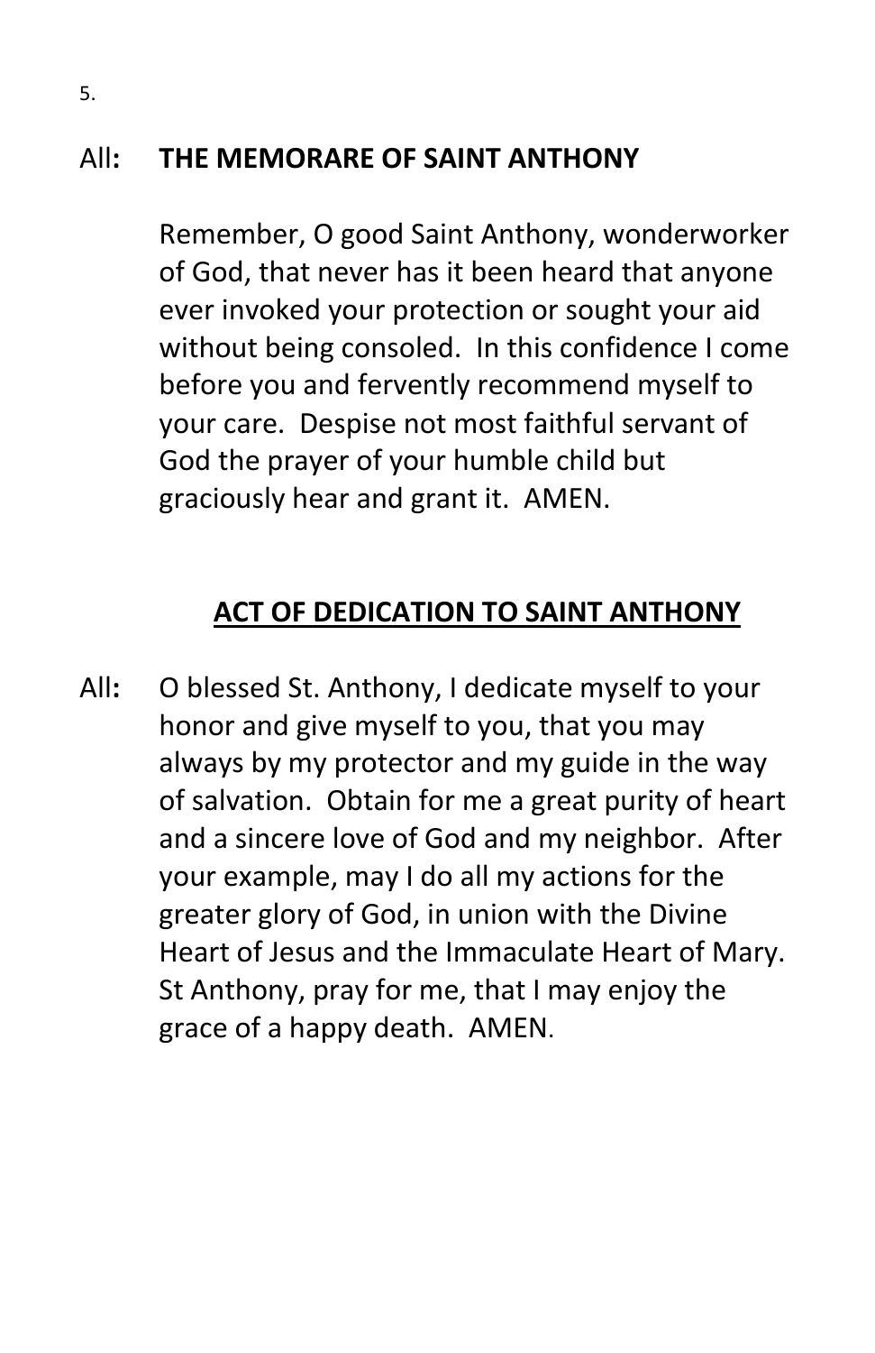All**: THE MEMORARE OF SAINT ANTHONY**

Remember, O good Saint Anthony, wonderworker of God, that never has it been heard that anyone ever invoked your protection or sought your aid without being consoled. In this confidence I come before you and fervently recommend myself to your care. Despise not most faithful servant of God the prayer of your humble child but graciously hear and grant it. AMEN.

## <u>ACT OF DEDICATION TO SAINT ANTHONY</u>

All**:** O blessed St. Anthony, I dedicate myself to your honor and give myself to you, that you may always by my protector and my guide in the way of salvation. Obtain for me a great purity of heart and a sincere love of God and my neighbor. After your example, may I do all my actions for the greater glory of God, in union with the Divine Heart of Jesus and the Immaculate Heart of Mary. St Anthony, pray for me, that I may enjoy the grace of a happy death. AMEN.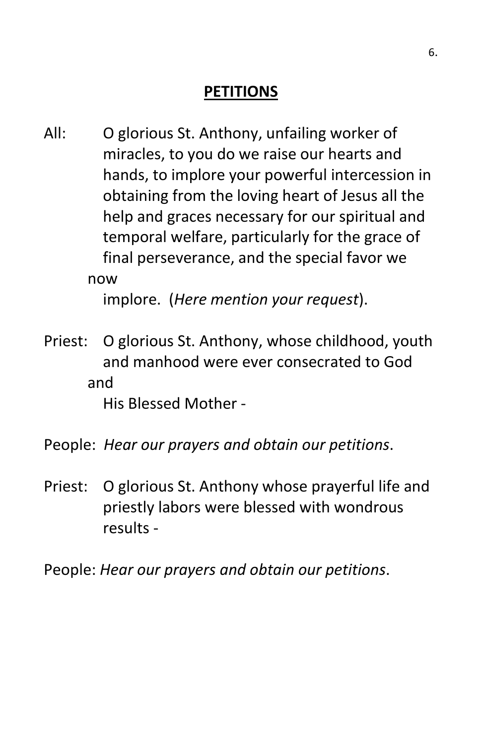## PETITIONS

All: O glorious St. Anthony, unfailing worker of miracles, to you do we raise our hearts and hands, to implore your powerful intercession in obtaining from the loving heart of Jesus all the help and graces necessary for our spiritual and temporal welfare, particularly for the grace of final perseverance, and the special favor we now implore. (*Here mention your request*).

Priest: O glorious St. Anthony, whose childhood, youth and manhood were ever consecrated to God and His Blessed Mother -

People: *Hear our prayers and obtain our petitions*.

Priest: O glorious St. Anthony whose prayerful life and priestly labors were blessed with wondrous results -

People: *Hear our prayers and obtain our petitions*.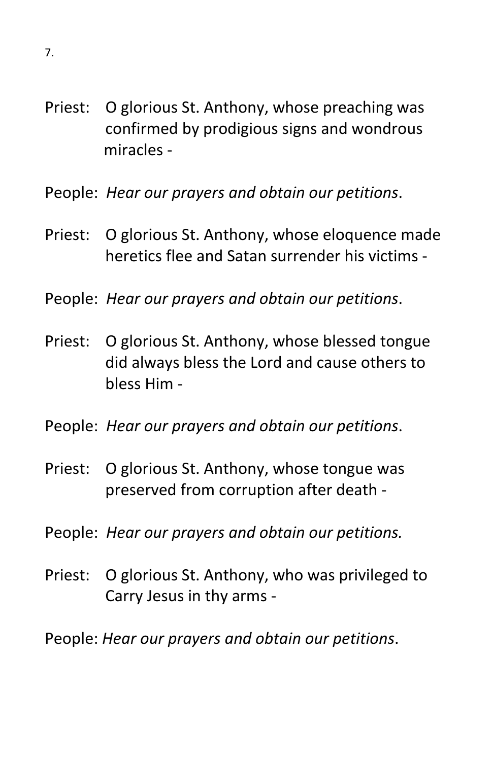Priest: O glorious St. Anthony, whose preaching was confirmed by prodigious signs and wondrous miracles -

People: *Hear our prayers and obtain our petitions*.

Priest: O glorious St. Anthony, whose eloquence made heretics flee and Satan surrender his victims -

People: *Hear our prayers and obtain our petitions*.

Priest: O glorious St. Anthony, whose blessed tongue did always bless the Lord and cause others to bless Him -

People: *Hear our prayers and obtain our petitions*.

Priest: O glorious St. Anthony, whose tongue was preserved from corruption after death -

People: *Hear our prayers and obtain our petitions.*

Priest: O glorious St. Anthony, who was privileged to Carry Jesus in thy arms -

People: *Hear our prayers and obtain our petitions*.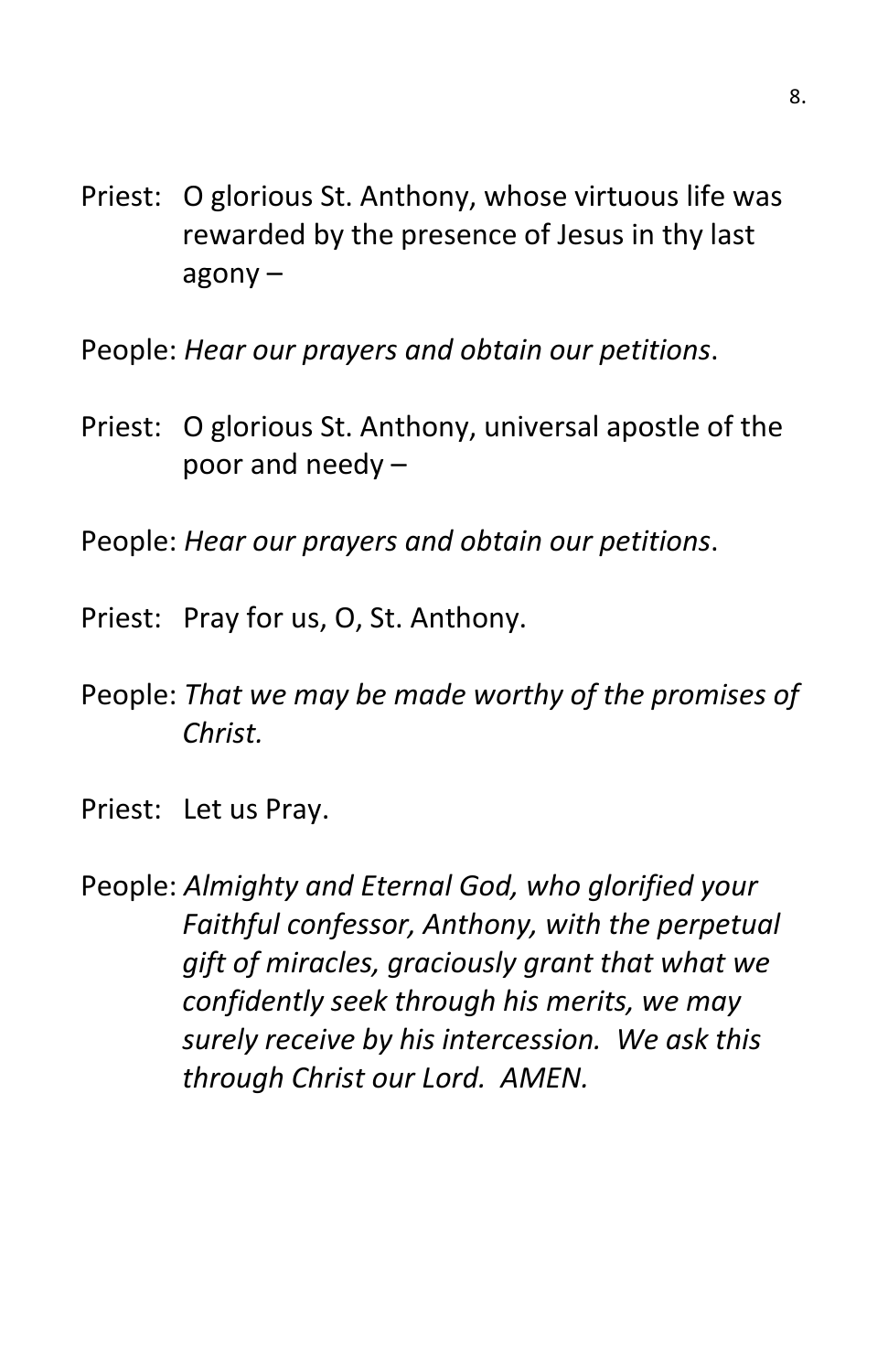Priest: O glorious St. Anthony, whose virtuous life was rewarded by the presence of Jesus in thy last agony –

People: *Hear our prayers and obtain our petitions*.

Priest: O glorious St. Anthony, universal apostle of the poor and needy –

People: *Hear our prayers and obtain our petitions*.

Priest: Pray for us, O, St. Anthony.

People: *That we may be made worthy of the promises of Christ.*

Priest: Let us Pray.

People: *Almighty and Eternal God, who glorified your Faithful confessor, Anthony, with the perpetual gift of miracles, graciously grant that what we confidently seek through his merits, we may surely receive by his intercession. We ask this through Christ our Lord. AMEN.*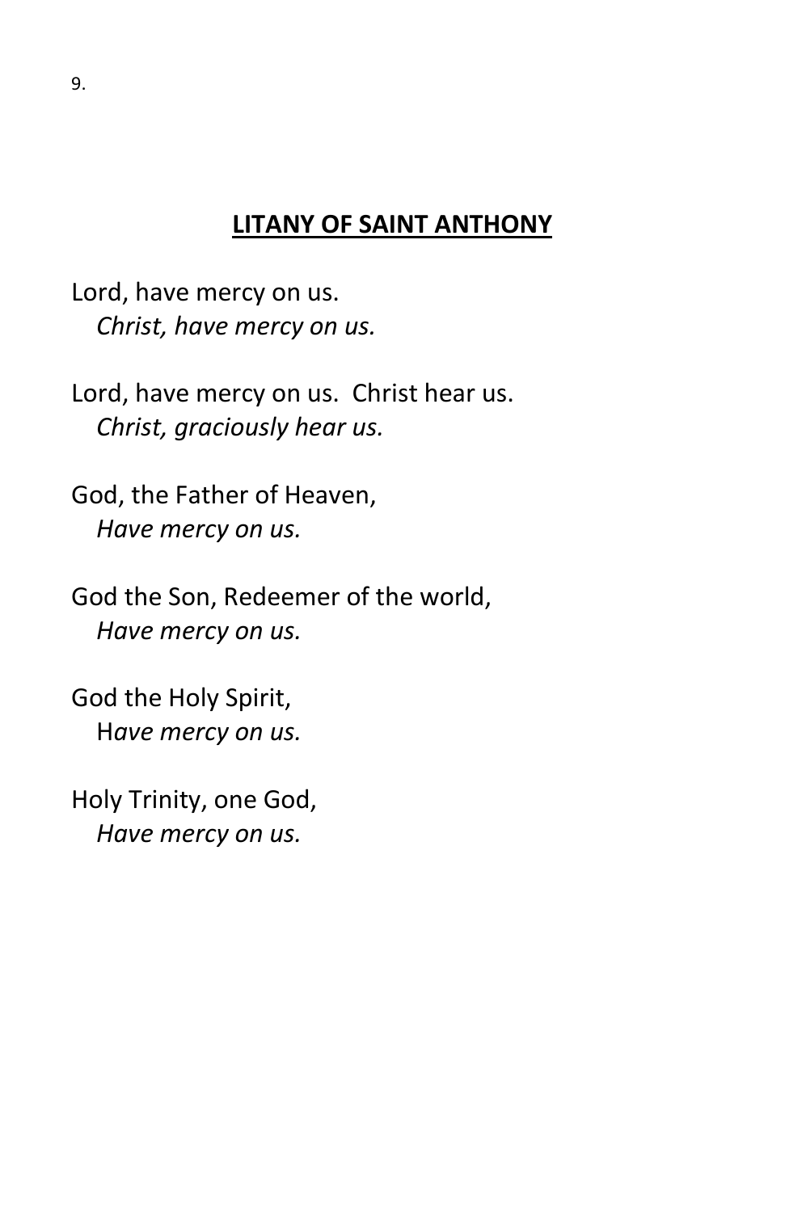## **LITANY OF SAINT ANTHONY**

Lord, have mercy on us.
*Christ, have mercy on us.*

Lord, have mercy on us. Christ hear us.
*Christ, graciously hear us.*

God, the Father of Heaven,
*Have mercy on us.*

God the Son, Redeemer of the world,
*Have mercy on us.*

God the Holy Spirit,
H*ave mercy on us.*

Holy Trinity, one God,
*Have mercy on us.*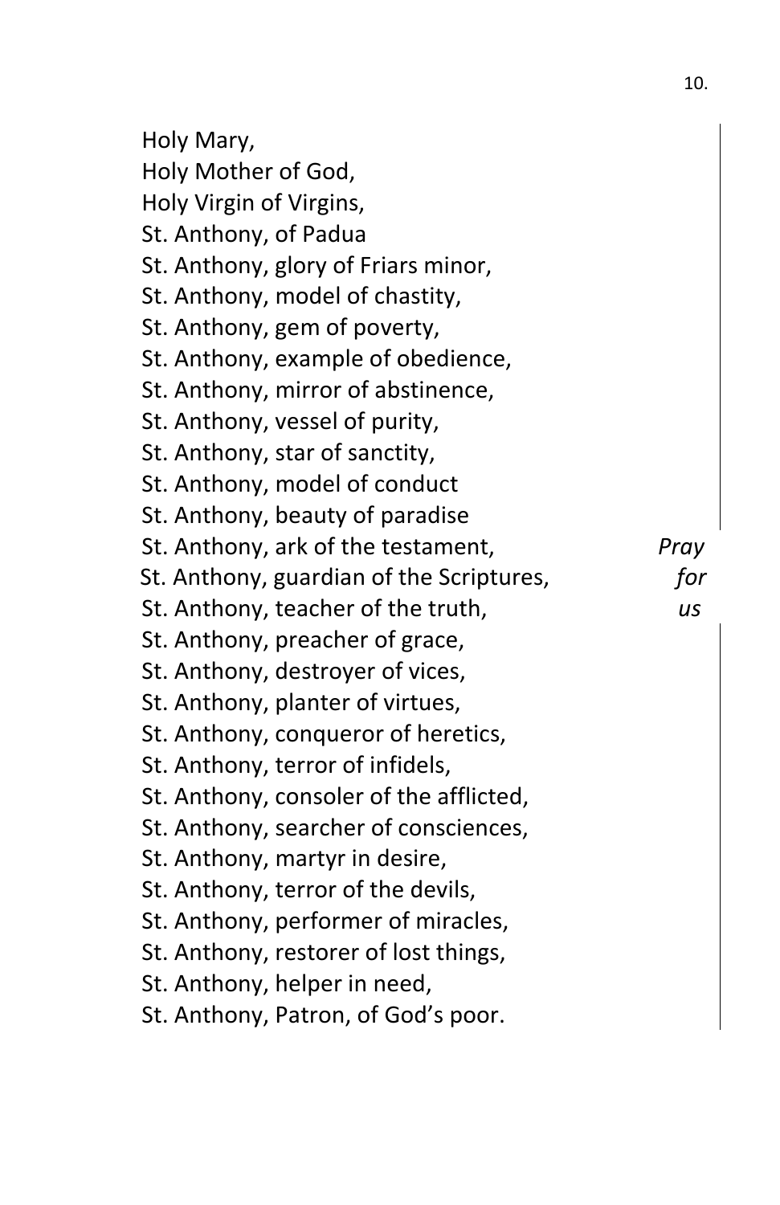Holy Mary,
Holy Mother of God,
Holy Virgin of Virgins,
St. Anthony, of Padua
St. Anthony, glory of Friars minor,
St. Anthony, model of chastity,
St. Anthony, gem of poverty,
St. Anthony, example of obedience,
St. Anthony, mirror of abstinence,
St. Anthony, vessel of purity,
St. Anthony, star of sanctity,
St. Anthony, model of conduct
St. Anthony, beauty of paradise
St. Anthony, ark of the testament,
St. Anthony, guardian of the Scriptures,
St. Anthony, teacher of the truth,
St. Anthony, preacher of grace,
St. Anthony, destroyer of vices,
St. Anthony, planter of virtues,
St. Anthony, conqueror of heretics,
St. Anthony, terror of infidels,
St. Anthony, consoler of the afflicted,
St. Anthony, searcher of consciences,
St. Anthony, martyr in desire,
St. Anthony, terror of the devils,
St. Anthony, performer of miracles,
St. Anthony, restorer of lost things,
St. Anthony, helper in need,
St. Anthony, Patron, of God's poor.

*Pray for us*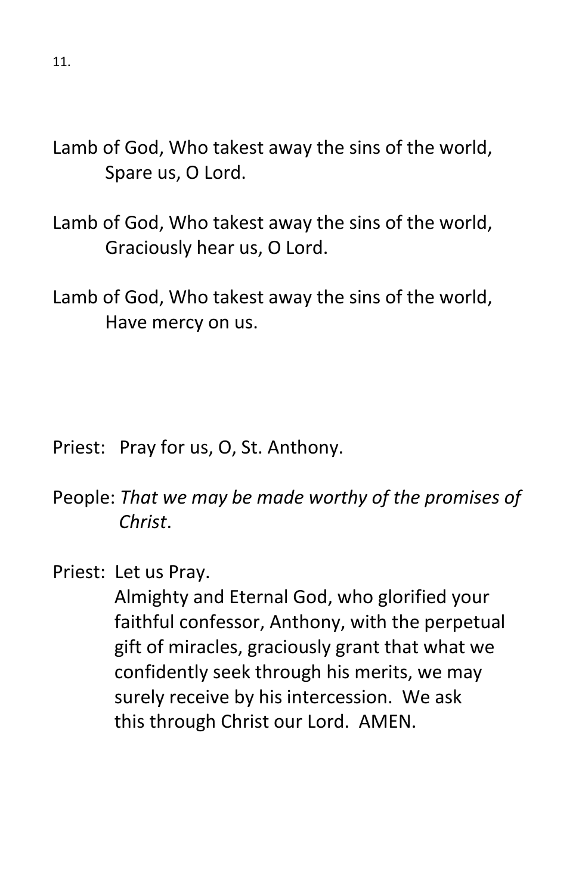Lamb of God, Who takest away the sins of the world,
Spare us, O Lord.

Lamb of God, Who takest away the sins of the world,
Graciously hear us, O Lord.

Lamb of God, Who takest away the sins of the world,
Have mercy on us.

Priest: Pray for us, O, St. Anthony.

People: *That we may be made worthy of the promises of Christ*.

Priest: Let us Pray.
Almighty and Eternal God, who glorified your faithful confessor, Anthony, with the perpetual gift of miracles, graciously grant that what we confidently seek through his merits, we may surely receive by his intercession. We ask this through Christ our Lord. AMEN.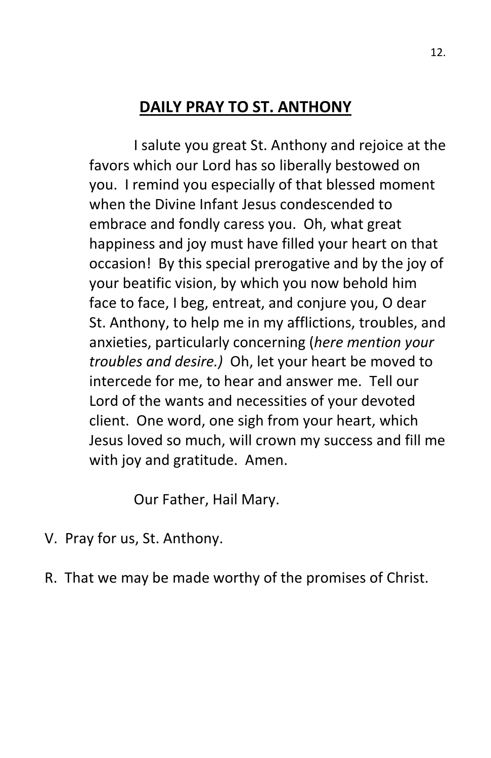## **DAILY PRAY TO ST. ANTHONY**

I salute you great St. Anthony and rejoice at the favors which our Lord has so liberally bestowed on you. I remind you especially of that blessed moment when the Divine Infant Jesus condescended to embrace and fondly caress you. Oh, what great happiness and joy must have filled your heart on that occasion! By this special prerogative and by the joy of your beatific vision, by which you now behold him face to face, I beg, entreat, and conjure you, O dear St. Anthony, to help me in my afflictions, troubles, and anxieties, particularly concerning (*here mention your troubles and desire.)* Oh, let your heart be moved to intercede for me, to hear and answer me. Tell our Lord of the wants and necessities of your devoted client. One word, one sigh from your heart, which Jesus loved so much, will crown my success and fill me with joy and gratitude. Amen.

Our Father, Hail Mary.

V. Pray for us, St. Anthony.

R. That we may be made worthy of the promises of Christ.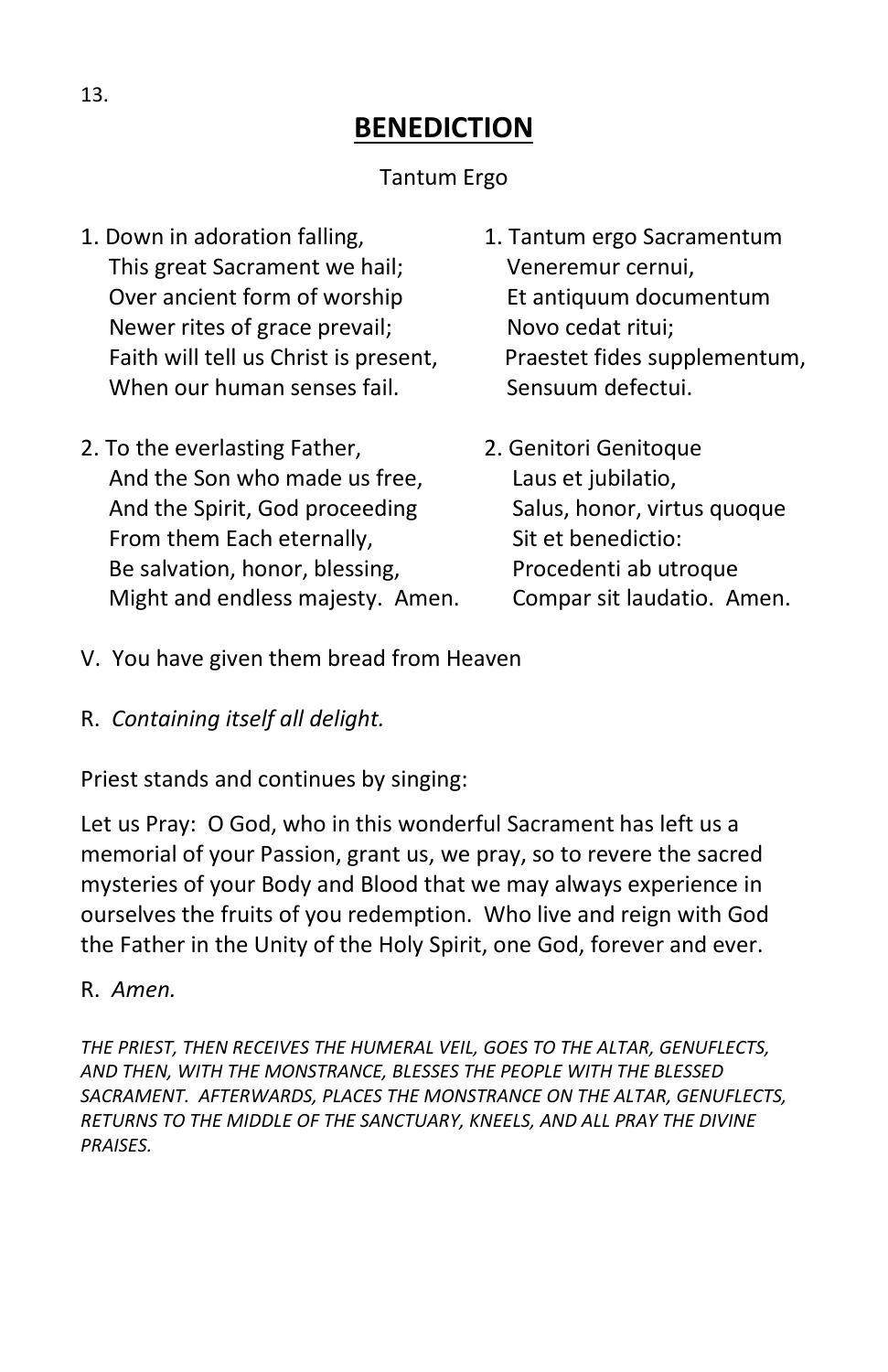# **BENEDICTION**

Tantum Ergo

1. Down in adoration falling,
   This great Sacrament we hail;
   Over ancient form of worship
   Newer rites of grace prevail;
   Faith will tell us Christ is present,
   When our human senses fail.

2. To the everlasting Father,
   And the Son who made us free,
   And the Spirit, God proceeding
   From them Each eternally,
   Be salvation, honor, blessing,
   Might and endless majesty. Amen.

1. Tantum ergo Sacramentum
   Veneremur cernui,
   Et antiquum documentum
   Novo cedat ritui;
   Praestet fides supplementum,
   Sensuum defectui.

2. Genitori Genitoque
   Laus et jubilatio,
   Salus, honor, virtus quoque
   Sit et benedictio:
   Procedenti ab utroque
   Compar sit laudatio. Amen.

V. You have given them bread from Heaven

R. *Containing itself all delight.*

Priest stands and continues by singing:

Let us Pray: O God, who in this wonderful Sacrament has left us a memorial of your Passion, grant us, we pray, so to revere the sacred mysteries of your Body and Blood that we may always experience in ourselves the fruits of you redemption. Who live and reign with God the Father in the Unity of the Holy Spirit, one God, forever and ever.

R. *Amen.*

*THE PRIEST, THEN RECEIVES THE HUMERAL VEIL, GOES TO THE ALTAR, GENUFLECTS, AND THEN, WITH THE MONSTRANCE, BLESSES THE PEOPLE WITH THE BLESSED SACRAMENT. AFTERWARDS, PLACES THE MONSTRANCE ON THE ALTAR, GENUFLECTS, RETURNS TO THE MIDDLE OF THE SANCTUARY, KNEELS, AND ALL PRAY THE DIVINE PRAISES.*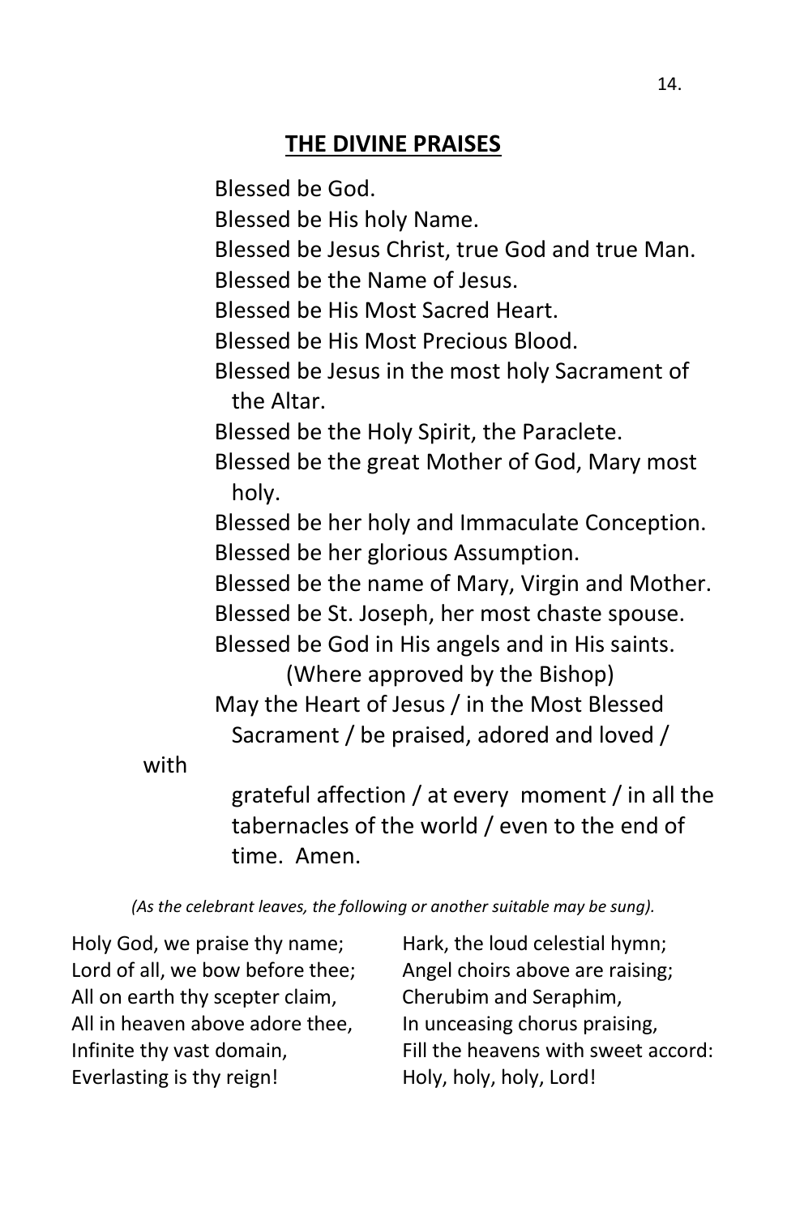## THE DIVINE PRAISES

Blessed be God.
Blessed be His holy Name.
Blessed be Jesus Christ, true God and true Man.
Blessed be the Name of Jesus.
Blessed be His Most Sacred Heart.
Blessed be His Most Precious Blood.
Blessed be Jesus in the most holy Sacrament of the Altar.
Blessed be the Holy Spirit, the Paraclete.
Blessed be the great Mother of God, Mary most holy.
Blessed be her holy and Immaculate Conception.
Blessed be her glorious Assumption.
Blessed be the name of Mary, Virgin and Mother.
Blessed be St. Joseph, her most chaste spouse.
Blessed be God in His angels and in His saints.

(Where approved by the Bishop)

May the Heart of Jesus / in the Most Blessed Sacrament / be praised, adored and loved / with grateful affection / at every moment / in all the tabernacles of the world / even to the end of time. Amen.

*(As the celebrant leaves, the following or another suitable may be sung).*

Holy God, we praise thy name;
Lord of all, we bow before thee;
All on earth thy scepter claim,
All in heaven above adore thee,
Infinite thy vast domain,
Everlasting is thy reign!

Hark, the loud celestial hymn;
Angel choirs above are raising;
Cherubim and Seraphim,
In unceasing chorus praising,
Fill the heavens with sweet accord:
Holy, holy, holy, Lord!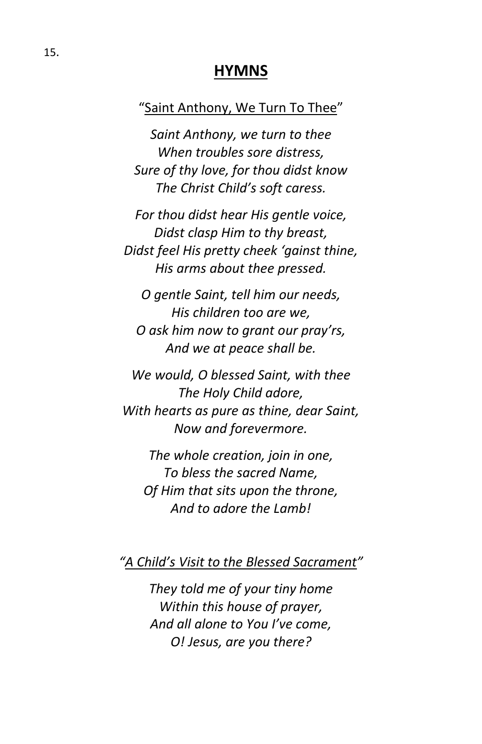## HYMNS

"Saint Anthony, We Turn To Thee"

*Saint Anthony, we turn to thee*
*When troubles sore distress,*
*Sure of thy love, for thou didst know*
*The Christ Child's soft caress.*

*For thou didst hear His gentle voice,*
*Didst clasp Him to thy breast,*
*Didst feel His pretty cheek 'gainst thine,*
*His arms about thee pressed.*

*O gentle Saint, tell him our needs,*
*His children too are we,*
*O ask him now to grant our pray'rs,*
*And we at peace shall be.*

*We would, O blessed Saint, with thee*
*The Holy Child adore,*
*With hearts as pure as thine, dear Saint,*
*Now and forevermore.*

*The whole creation, join in one,*
*To bless the sacred Name,*
*Of Him that sits upon the throne,*
*And to adore the Lamb!*

*"A Child's Visit to the Blessed Sacrament"*

*They told me of your tiny home*
*Within this house of prayer,*
*And all alone to You I've come,*
*O! Jesus, are you there?*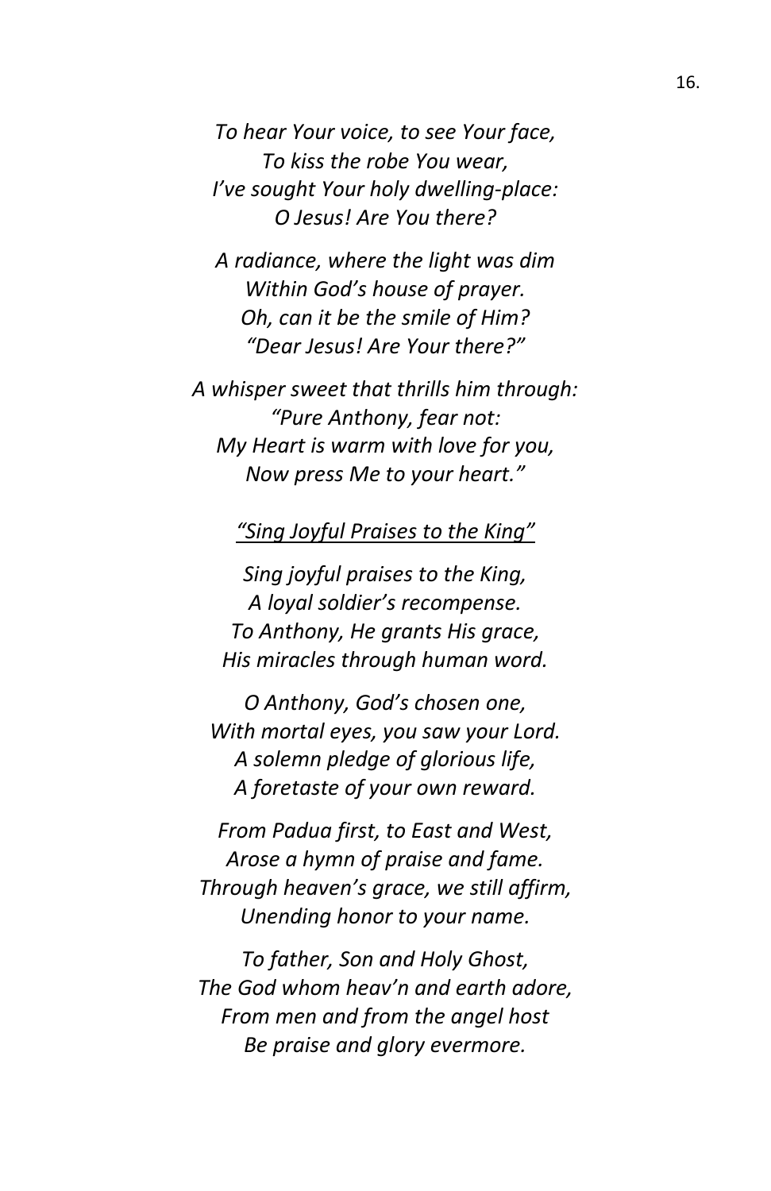*To hear Your voice, to see Your face,*
*To kiss the robe You wear,*
*I've sought Your holy dwelling-place:*
*O Jesus! Are You there?*

*A radiance, where the light was dim*
*Within God's house of prayer.*
*Oh, can it be the smile of Him?*
*"Dear Jesus! Are Your there?"*

*A whisper sweet that thrills him through:*
*"Pure Anthony, fear not:*
*My Heart is warm with love for you,*
*Now press Me to your heart."*

<u>*"Sing Joyful Praises to the King"*</u>

*Sing joyful praises to the King,*
*A loyal soldier's recompense.*
*To Anthony, He grants His grace,*
*His miracles through human word.*

*O Anthony, God's chosen one,*
*With mortal eyes, you saw your Lord.*
*A solemn pledge of glorious life,*
*A foretaste of your own reward.*

*From Padua first, to East and West,*
*Arose a hymn of praise and fame.*
*Through heaven's grace, we still affirm,*
*Unending honor to your name.*

*To father, Son and Holy Ghost,*
*The God whom heav'n and earth adore,*
*From men and from the angel host*
*Be praise and glory evermore.*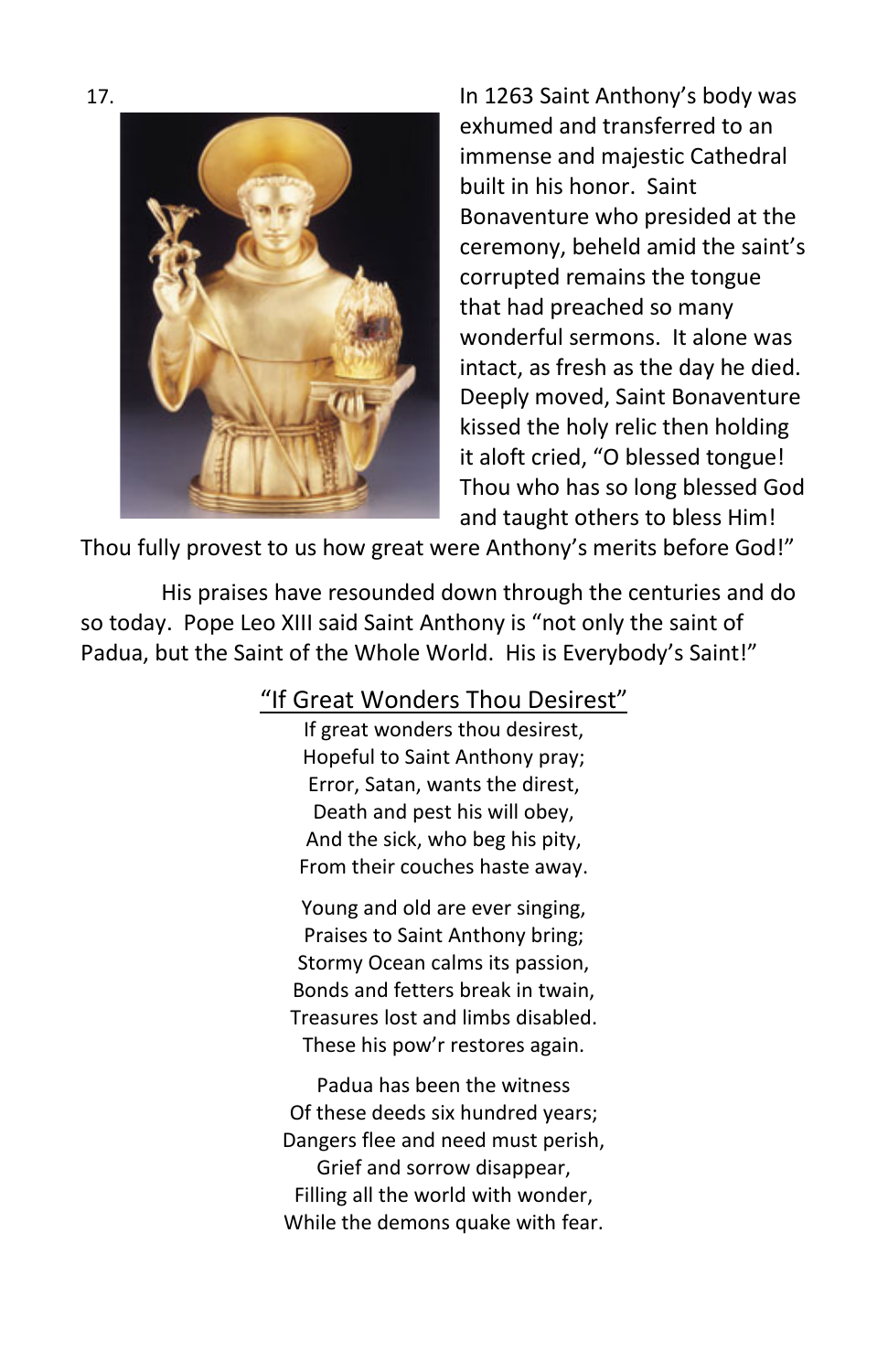17.

In 1263 Saint Anthony's body was exhumed and transferred to an immense and majestic Cathedral built in his honor. Saint Bonaventure who presided at the ceremony, beheld amid the saint's corrupted remains the tongue that had preached so many wonderful sermons. It alone was intact, as fresh as the day he died. Deeply moved, Saint Bonaventure kissed the holy relic then holding it aloft cried, "O blessed tongue! Thou who has so long blessed God and taught others to bless Him! Thou fully provest to us how great were Anthony's merits before God!"

His praises have resounded down through the centuries and do so today. Pope Leo XIII said Saint Anthony is "not only the saint of Padua, but the Saint of the Whole World. His is Everybody's Saint!"

## "If Great Wonders Thou Desirest"

If great wonders thou desirest,
Hopeful to Saint Anthony pray;
Error, Satan, wants the direst,
Death and pest his will obey,
And the sick, who beg his pity,
From their couches haste away.

Young and old are ever singing,
Praises to Saint Anthony bring;
Stormy Ocean calms its passion,
Bonds and fetters break in twain,
Treasures lost and limbs disabled.
These his pow'r restores again.

Padua has been the witness
Of these deeds six hundred years;
Dangers flee and need must perish,
Grief and sorrow disappear,
Filling all the world with wonder,
While the demons quake with fear.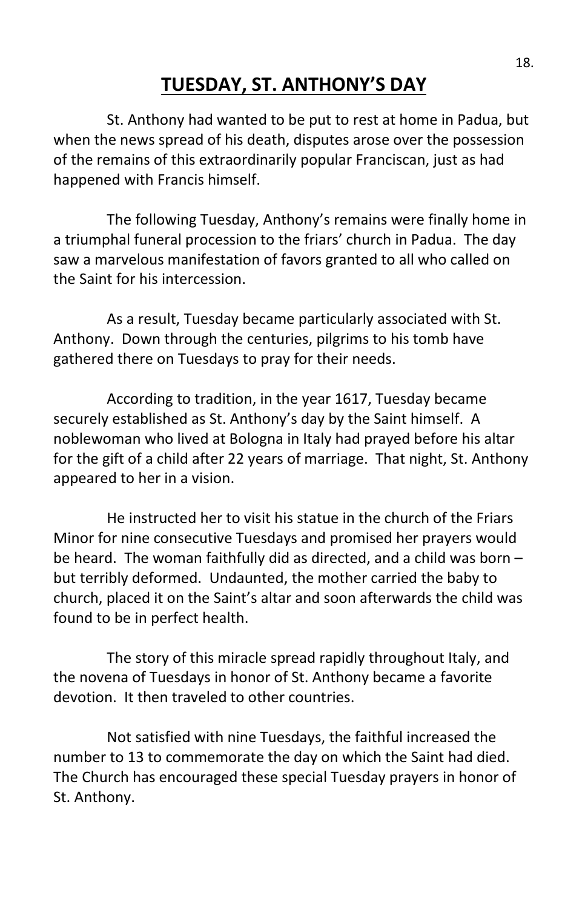# TUESDAY, ST. ANTHONY'S DAY

St. Anthony had wanted to be put to rest at home in Padua, but when the news spread of his death, disputes arose over the possession of the remains of this extraordinarily popular Franciscan, just as had happened with Francis himself.

The following Tuesday, Anthony's remains were finally home in a triumphal funeral procession to the friars' church in Padua. The day saw a marvelous manifestation of favors granted to all who called on the Saint for his intercession.

As a result, Tuesday became particularly associated with St. Anthony. Down through the centuries, pilgrims to his tomb have gathered there on Tuesdays to pray for their needs.

According to tradition, in the year 1617, Tuesday became securely established as St. Anthony's day by the Saint himself. A noblewoman who lived at Bologna in Italy had prayed before his altar for the gift of a child after 22 years of marriage. That night, St. Anthony appeared to her in a vision.

He instructed her to visit his statue in the church of the Friars Minor for nine consecutive Tuesdays and promised her prayers would be heard. The woman faithfully did as directed, and a child was born – but terribly deformed. Undaunted, the mother carried the baby to church, placed it on the Saint's altar and soon afterwards the child was found to be in perfect health.

The story of this miracle spread rapidly throughout Italy, and the novena of Tuesdays in honor of St. Anthony became a favorite devotion. It then traveled to other countries.

Not satisfied with nine Tuesdays, the faithful increased the number to 13 to commemorate the day on which the Saint had died. The Church has encouraged these special Tuesday prayers in honor of St. Anthony.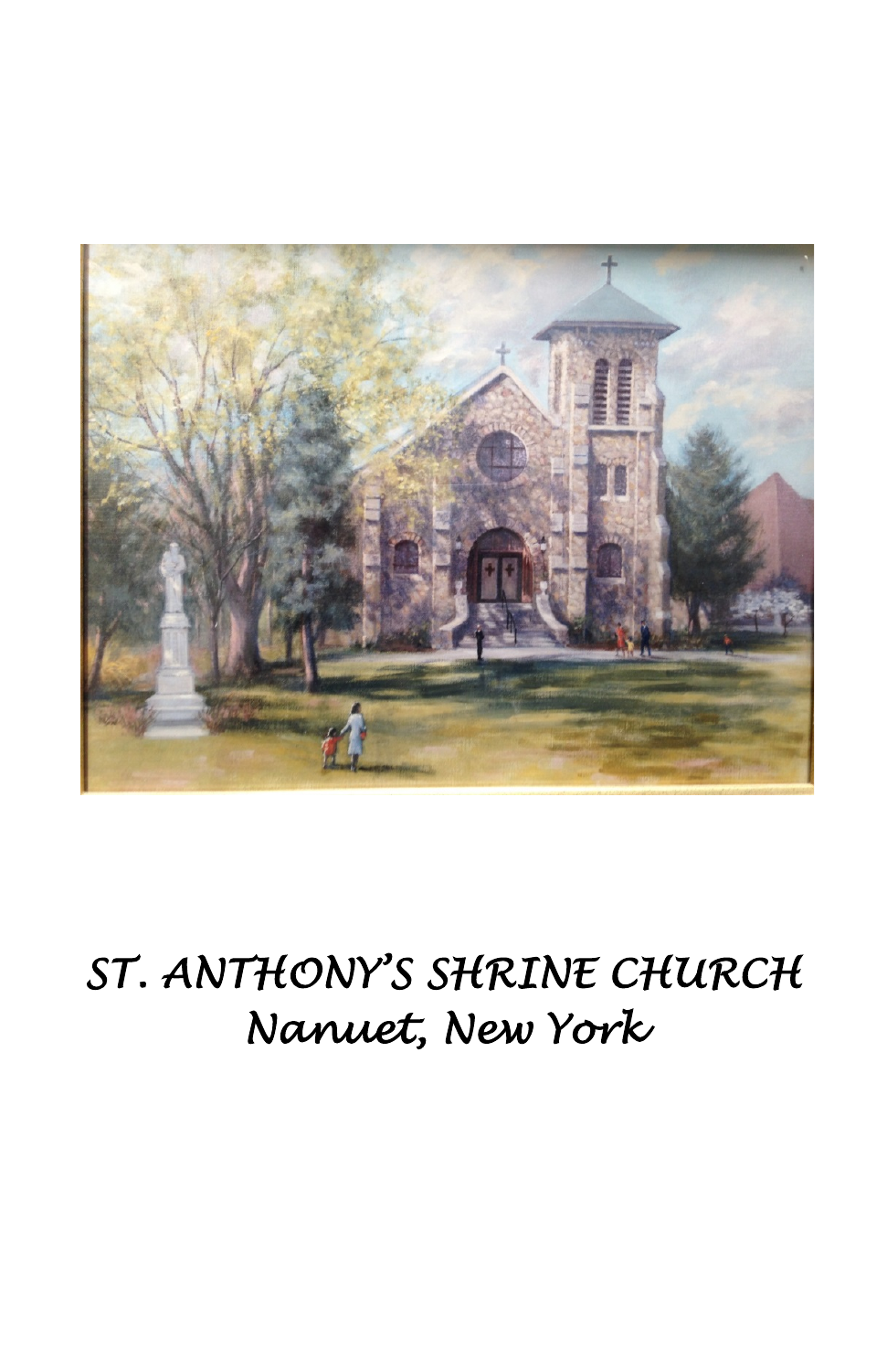# ST. ANTHONY'S SHRINE CHURCH

## Nanuet, New York